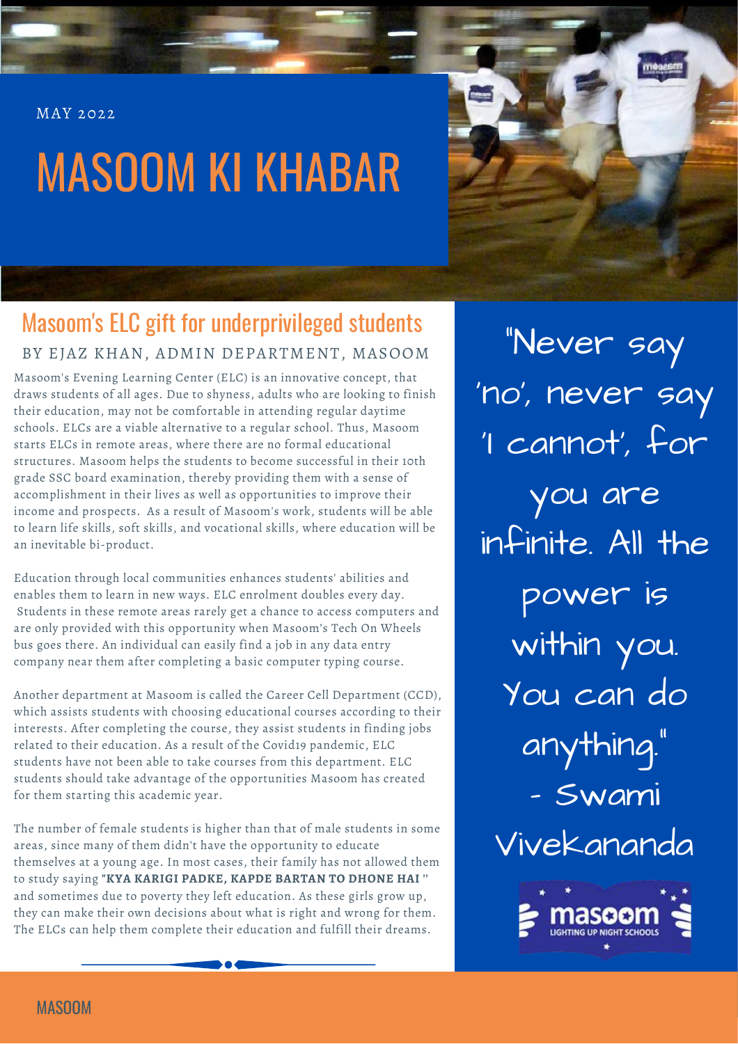MAY 2022

# MASOOM KI KHABAR

## Masoom's ELC gift for underprivileged students

BY EJAZ KHAN, ADMIN DEPARTMENT, MASOOM

Masoom's Evening Learning Center (ELC) is an innovative concept, that draws students of all ages. Due to shyness, adults who are looking to finish their education, may not be comfortable in attending regular daytime schools. ELCs are a viable alternative to a regular school. Thus, Masoom starts ELCs in remote areas, where there are no formal educational structures. Masoom helps the students to become successful in their 10th grade SSC board examination, thereby providing them with a sense of accomplishment in their lives as well as opportunities to improve their income and prospects. As a result of Masoom's work, students will be able to learn life skills, soft skills, and vocational skills, where education will be an inevitable bi-product.

Education through local communities enhances students' abilities and enables them to learn in new ways. ELC enrolment doubles every day. Students in these remote areas rarely get a chance to access computers and are only provided with this opportunity when Masoom's Tech On Wheels bus goes there. An individual can easily find a job in any data entry company near them after completing a basic computer typing course.

Another department at Masoom is called the Career Cell Department (CCD), which assists students with choosing educational courses according to their interests. After completing the course, they assist students in finding jobs related to their education. As a result of the Covid19 pandemic, ELC students have not been able to take courses from this department. ELC students should take advantage of the opportunities Masoom has created for them starting this academic year.

The number of female students is higher than that of male students in some areas, since many of them didn't have the opportunity to educate themselves at a young age. In most cases, their family has not allowed them to study saying **"KYA KARIGI PADKE, KAPDE BARTAN TO DHONE HAI "** and sometimes due to poverty they left education. As these girls grow up, they can make their own decisions about what is right and wrong for them. The ELCs can help them complete their education and fulfill their dreams.

"Never say 'no', never say 'I cannot', for you are infinite. All the power is within you. You can do anything."
- Swami Vivekananda

masoom
LIGHTING UP NIGHT SCHOOLS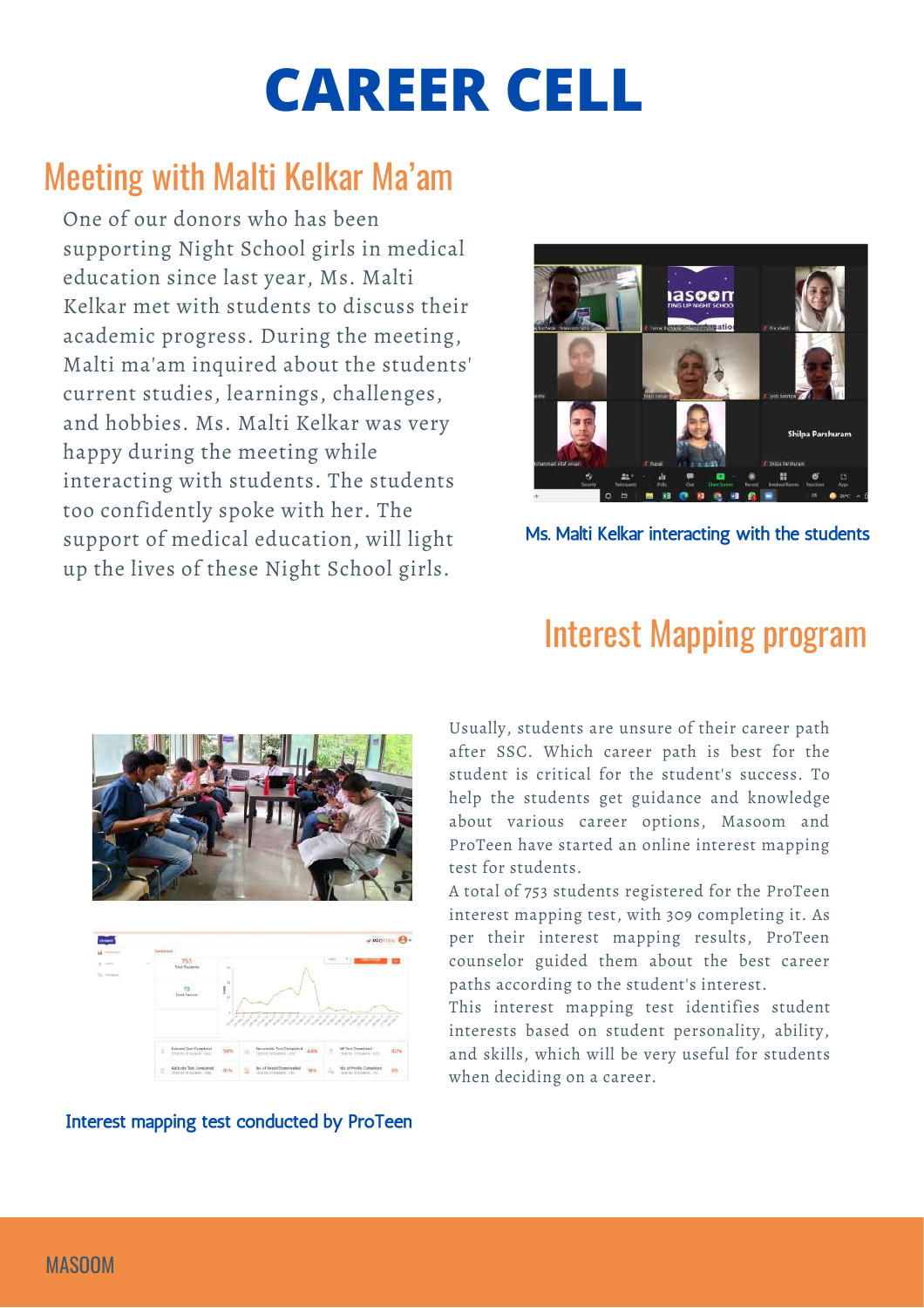# CAREER CELL

## Meeting with Malti Kelkar Ma'am

One of our donors who has been supporting Night School girls in medical education since last year, Ms. Malti Kelkar met with students to discuss their academic progress. During the meeting, Malti ma'am inquired about the students' current studies, learnings, challenges, and hobbies. Ms. Malti Kelkar was very happy during the meeting while interacting with students. The students too confidently spoke with her. The support of medical education, will light up the lives of these Night School girls.

Ms. Malti Kelkar interacting with the students

## Interest Mapping program

Usually, students are unsure of their career path after SSC. Which career path is best for the student is critical for the student's success. To help the students get guidance and knowledge about various career options, Masoom and ProTeen have started an online interest mapping test for students.

A total of 753 students registered for the ProTeen interest mapping test, with 309 completing it. As per their interest mapping results, ProTeen counselor guided them about the best career paths according to the student's interest.

This interest mapping test identifies student interests based on student personality, ability, and skills, which will be very useful for students when deciding on a career.

Interest mapping test conducted by ProTeen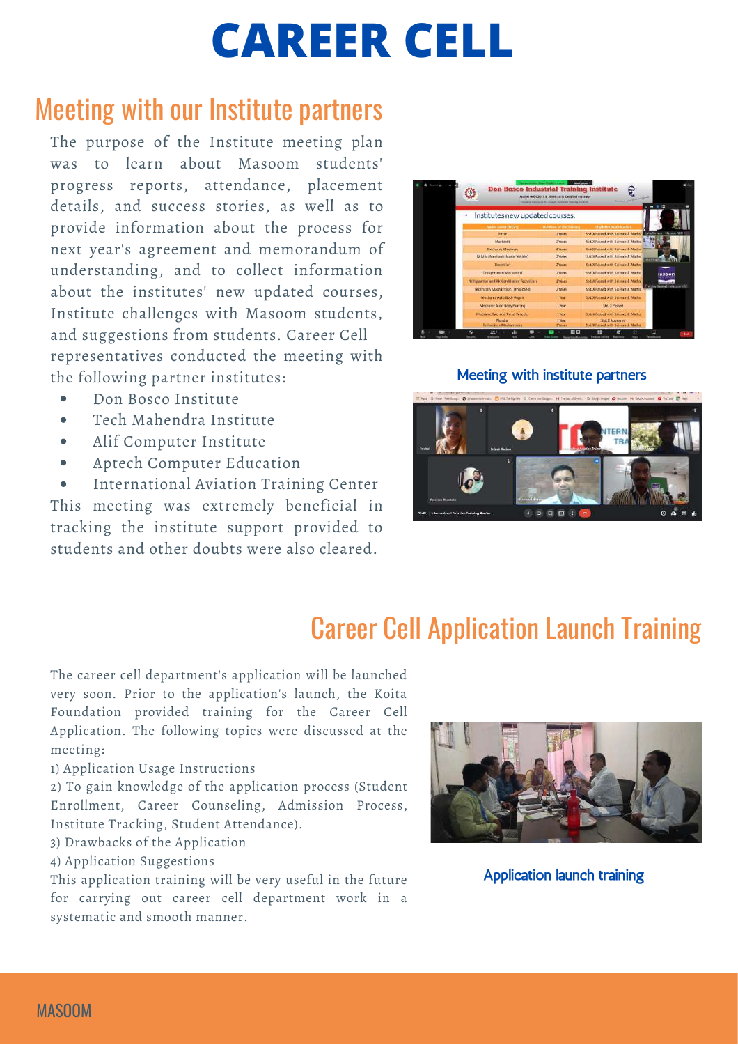# CAREER CELL

## Meeting with our Institute partners

The purpose of the Institute meeting plan was to learn about Masoom students' progress reports, attendance, placement details, and success stories, as well as to provide information about the process for next year's agreement and memorandum of understanding, and to collect information about the institutes' new updated courses, Institute challenges with Masoom students, and suggestions from students. Career Cell representatives conducted the meeting with the following partner institutes:

- Don Bosco Institute
- Tech Mahendra Institute
- Alif Computer Institute
- Aptech Computer Education
- International Aviation Training Center

This meeting was extremely beneficial in tracking the institute support provided to students and other doubts were also cleared.

Meeting with institute partners

## Career Cell Application Launch Training

The career cell department's application will be launched very soon. Prior to the application's launch, the Koita Foundation provided training for the Career Cell Application. The following topics were discussed at the meeting:

1) Application Usage Instructions
2) To gain knowledge of the application process (Student Enrollment, Career Counseling, Admission Process, Institute Tracking, Student Attendance).
3) Drawbacks of the Application
4) Application Suggestions

This application training will be very useful in the future for carrying out career cell department work in a systematic and smooth manner.

Application launch training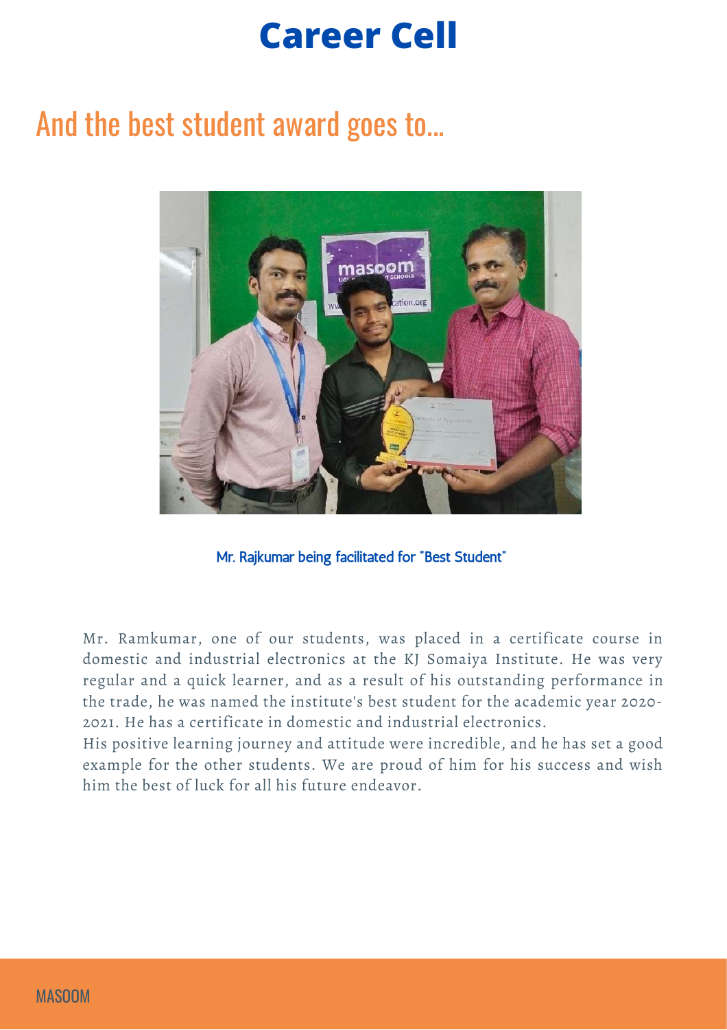# Career Cell

## And the best student award goes to...

Mr. Rajkumar being facilitated for "Best Student"

Mr. Ramkumar, one of our students, was placed in a certificate course in domestic and industrial electronics at the KJ Somaiya Institute. He was very regular and a quick learner, and as a result of his outstanding performance in the trade, he was named the institute's best student for the academic year 2020-2021. He has a certificate in domestic and industrial electronics.

His positive learning journey and attitude were incredible, and he has set a good example for the other students. We are proud of him for his success and wish him the best of luck for all his future endeavor.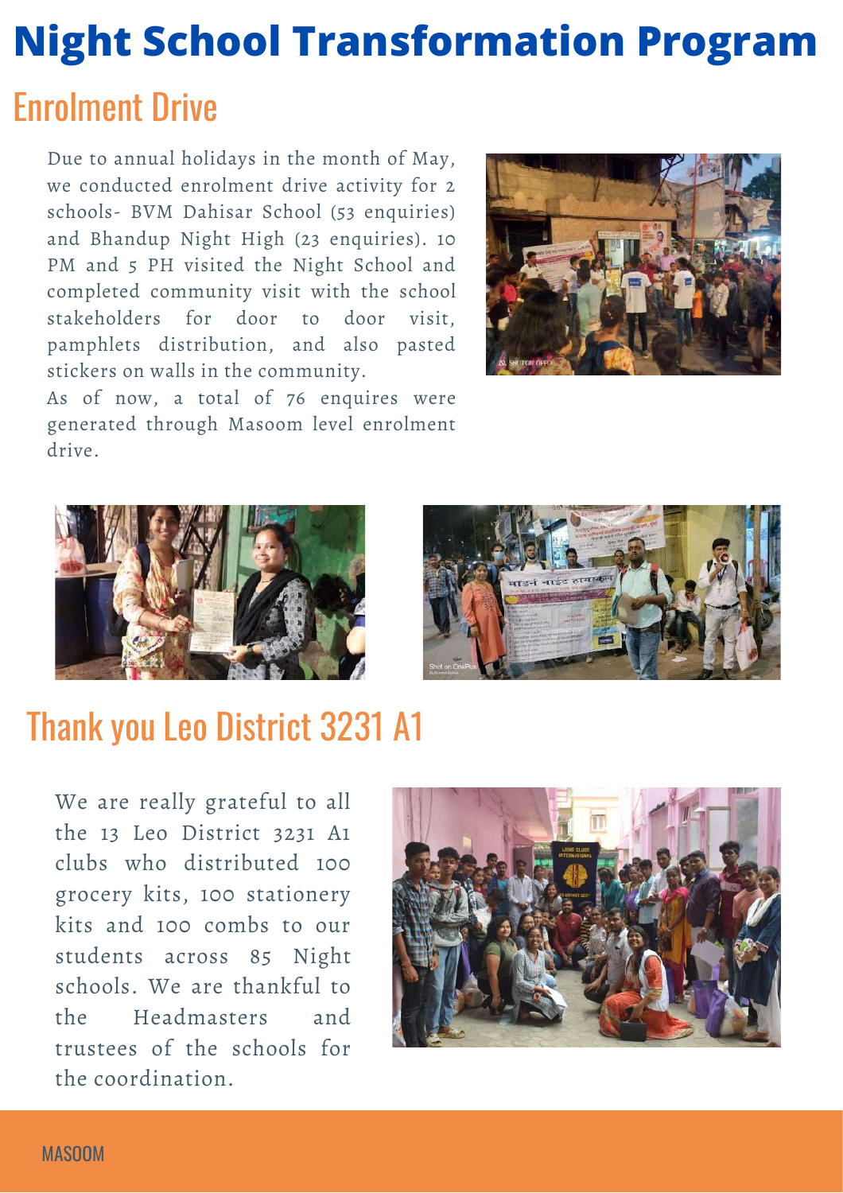# Night School Transformation Program

## Enrolment Drive

Due to annual holidays in the month of May, we conducted enrolment drive activity for 2 schools- BVM Dahisar School (53 enquiries) and Bhandup Night High (23 enquiries). 10 PM and 5 PH visited the Night School and completed community visit with the school stakeholders for door to door visit, pamphlets distribution, and also pasted stickers on walls in the community.

As of now, a total of 76 enquires were generated through Masoom level enrolment drive.

## Thank you Leo District 3231 A1

We are really grateful to all the 13 Leo District 3231 A1 clubs who distributed 100 grocery kits, 100 stationery kits and 100 combs to our students across 85 Night schools. We are thankful to the Headmasters and trustees of the schools for the coordination.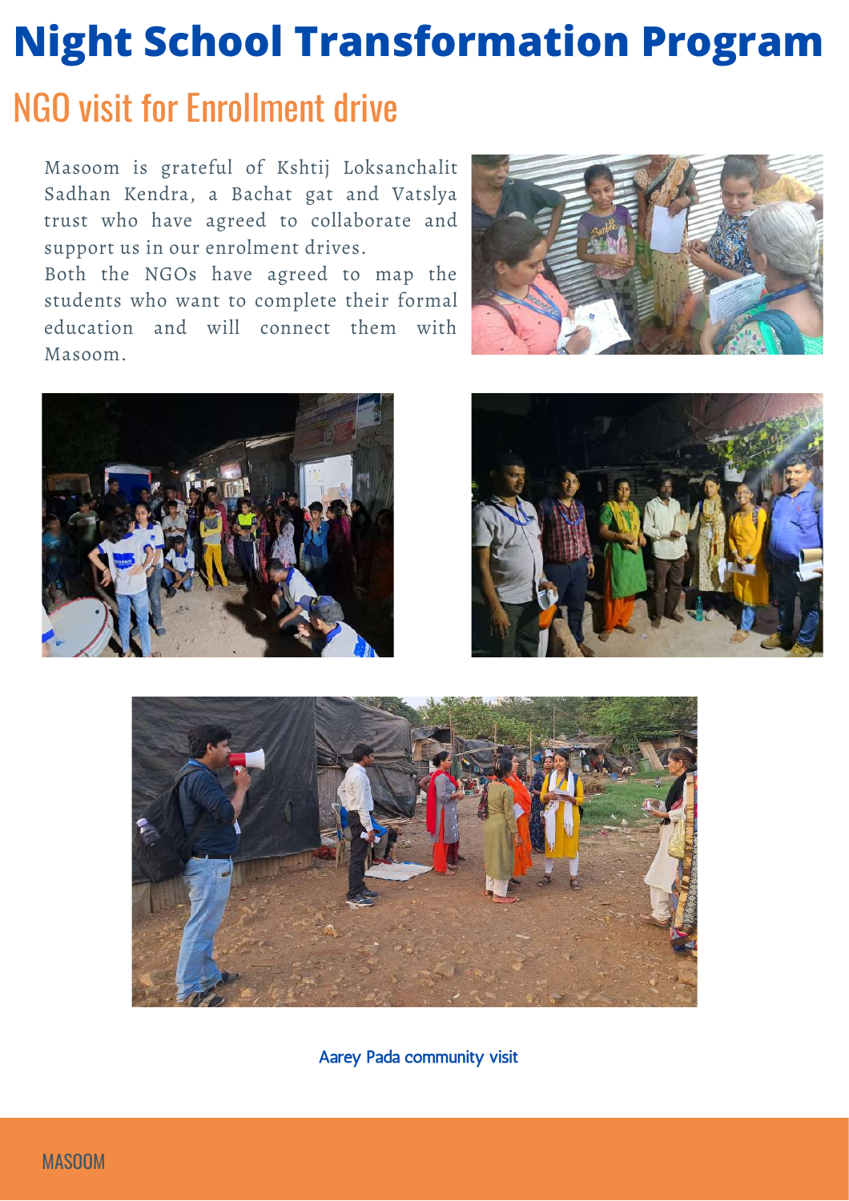# Night School Transformation Program

## NGO visit for Enrollment drive

Masoom is grateful of Kshtij Loksanchalit Sadhan Kendra, a Bachat gat and Vatslya trust who have agreed to collaborate and support us in our enrolment drives.

Both the NGOs have agreed to map the students who want to complete their formal education and will connect them with Masoom.

Aarey Pada community visit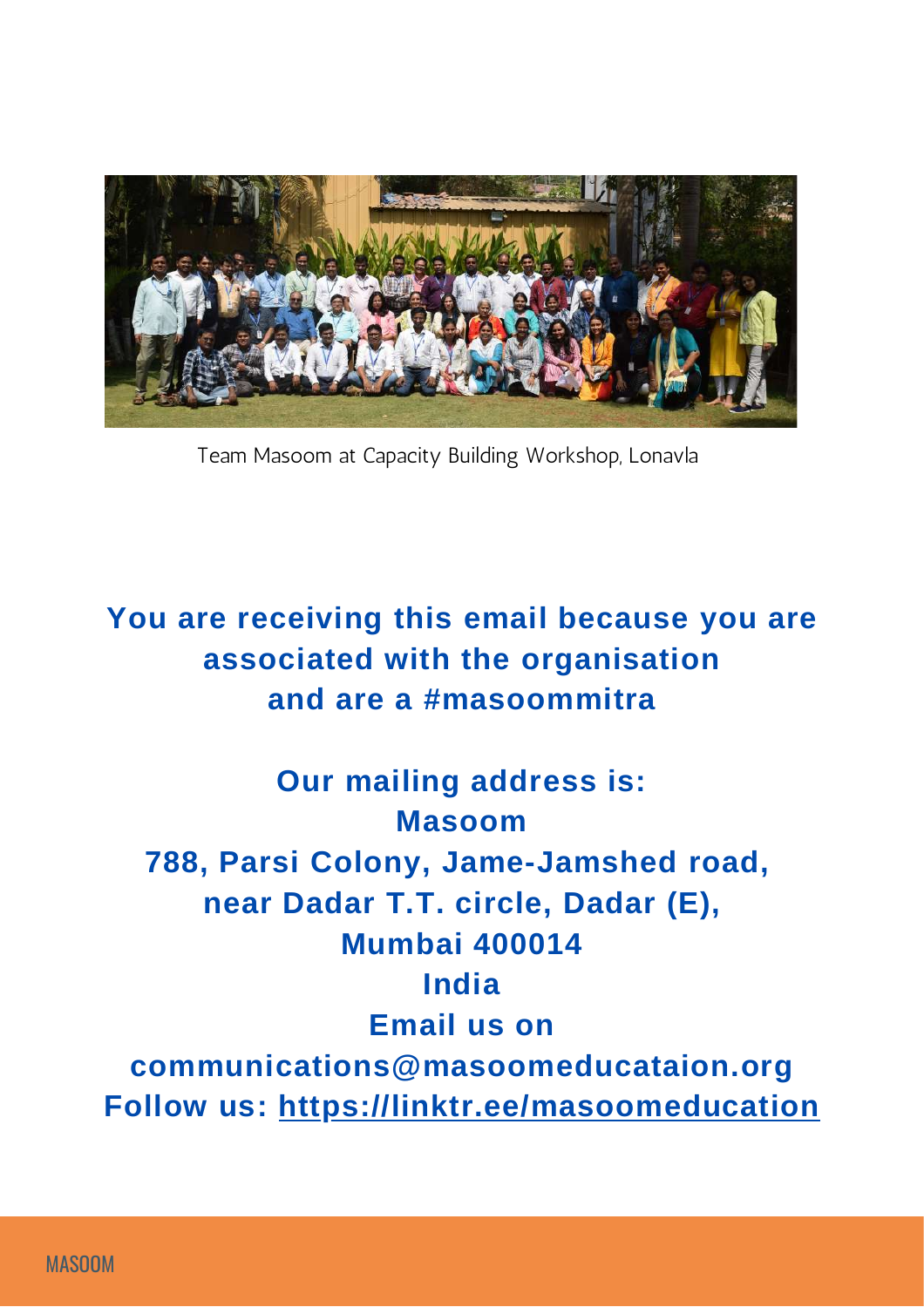Team Masoom at Capacity Building Workshop, Lonavla

**You are receiving this email because you are associated with the organisation and are a #masoommitra**

**Our mailing address is:**
**Masoom**
**788, Parsi Colony, Jame-Jamshed road,**
**near Dadar T.T. circle, Dadar (E),**
**Mumbai 400014**
**India**
**Email us on**
**communications@masoomeducataion.org**
**Follow us: [https://linktr.ee/masoomeducation](https://linktr.ee/masoomeducation)**